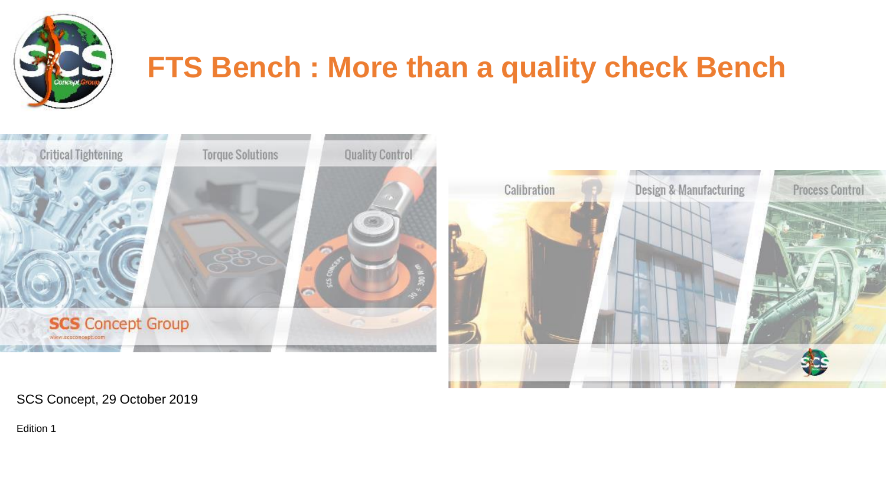# FTS Bench : More than a quality check Bench

Critical Tightening | Torque Solutions | Quality Control

SCS Concept Group

www.scsconcept.com

Calibration | Design & Manufacturing | Process Control

SCS Concept, 29 October 2019

Edition 1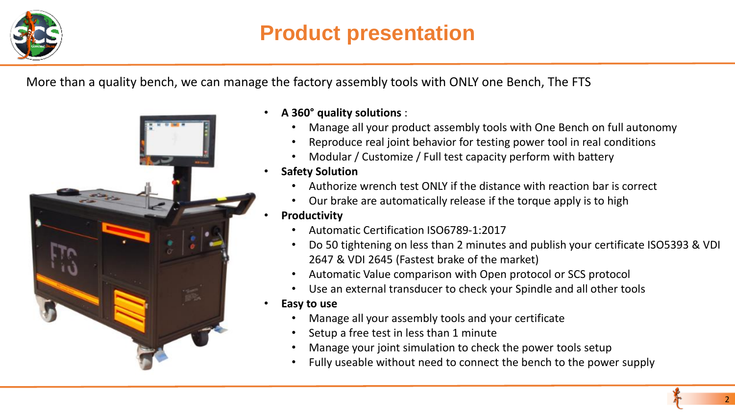# Product presentation

More than a quality bench, we can manage the factory assembly tools with ONLY one Bench, The FTS

- **A 360° quality solutions** :
  - Manage all your product assembly tools with One Bench on full autonomy
  - Reproduce real joint behavior for testing power tool in real conditions
  - Modular / Customize / Full test capacity perform with battery
- **Safety Solution**
  - Authorize wrench test ONLY if the distance with reaction bar is correct
  - Our brake are automatically release if the torque apply is to high
- **Productivity**
  - Automatic Certification ISO6789-1:2017
  - Do 50 tightening on less than 2 minutes and publish your certificate ISO5393 & VDI 2647 & VDI 2645 (Fastest brake of the market)
  - Automatic Value comparison with Open protocol or SCS protocol
  - Use an external transducer to check your Spindle and all other tools
- **Easy to use**
  - Manage all your assembly tools and your certificate
  - Setup a free test in less than 1 minute
  - Manage your joint simulation to check the power tools setup
  - Fully useable without need to connect the bench to the power supply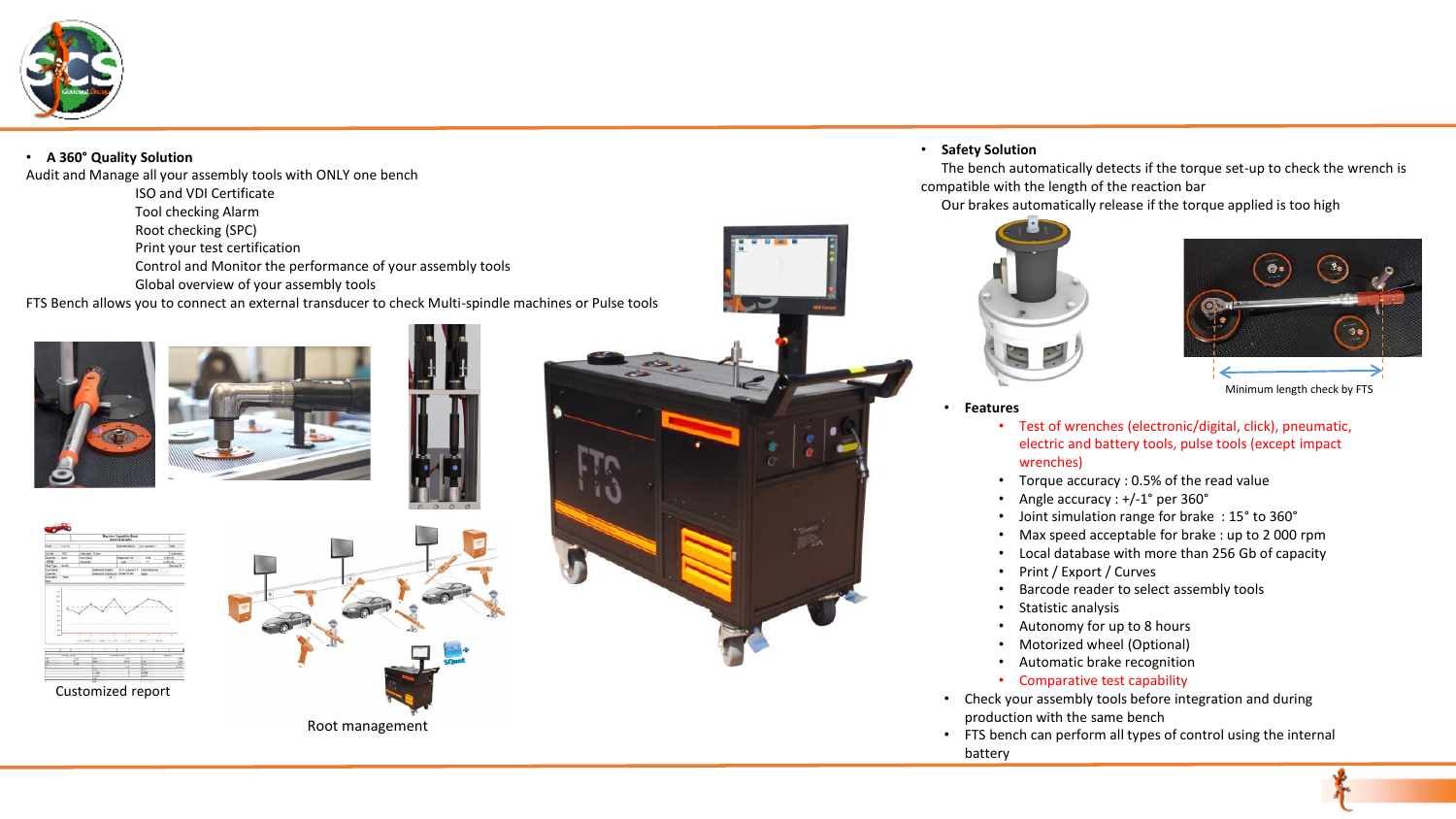- **A 360° Quality Solution**

Audit and Manage all your assembly tools with ONLY one bench

ISO and VDI Certificate
Tool checking Alarm
Root checking (SPC)
Print your test certification
Control and Monitor the performance of your assembly tools
Global overview of your assembly tools

FTS Bench allows you to connect an external transducer to check Multi-spindle machines or Pulse tools

Customized report

Root management

- **Safety Solution**

The bench automatically detects if the torque set-up to check the wrench is compatible with the length of the reaction bar

Our brakes automatically release if the torque applied is too high

Minimum length check by FTS

- **Features**
  - Test of wrenches (electronic/digital, click), pneumatic, electric and battery tools, pulse tools (except impact wrenches)
  - Torque accuracy : 0.5% of the read value
  - Angle accuracy : +/-1° per 360°
  - Joint simulation range for brake : 15° to 360°
  - Max speed acceptable for brake : up to 2 000 rpm
  - Local database with more than 256 Gb of capacity
  - Print / Export / Curves
  - Barcode reader to select assembly tools
  - Statistic analysis
  - Autonomy for up to 8 hours
  - Motorized wheel (Optional)
  - Automatic brake recognition
  - Comparative test capability
- Check your assembly tools before integration and during production with the same bench
- FTS bench can perform all types of control using the internal battery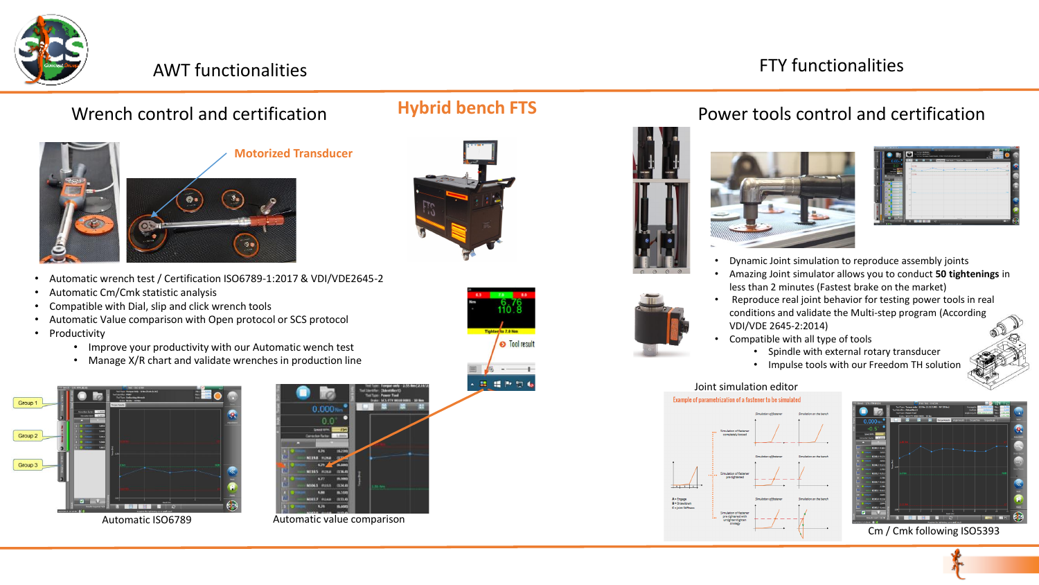# AWT functionalities

# FTY functionalities

## Hybrid bench FTS

## Wrench control and certification

Motorized Transducer

- Automatic wrench test / Certification ISO6789-1:2017 & VDI/VDE2645-2
- Automatic Cm/Cmk statistic analysis
- Compatible with Dial, slip and click wrench tools
- Automatic Value comparison with Open protocol or SCS protocol
- Productivity
  - Improve your productivity with our Automatic wench test
  - Manage X/R chart and validate wrenches in production line

Automatic ISO6789

Automatic value comparison

Tool result

## Power tools control and certification

- Dynamic Joint simulation to reproduce assembly joints
- Amazing Joint simulator allows you to conduct **50 tightenings** in less than 2 minutes (Fastest brake on the market)
- Reproduce real joint behavior for testing power tools in real conditions and validate the Multi-step program (According VDI/VDE 2645-2:2014)
- Compatible with all type of tools
  - Spindle with external rotary transducer
  - Impulse tools with our Freedom TH solution

Joint simulation editor

Cm / Cmk following ISO5393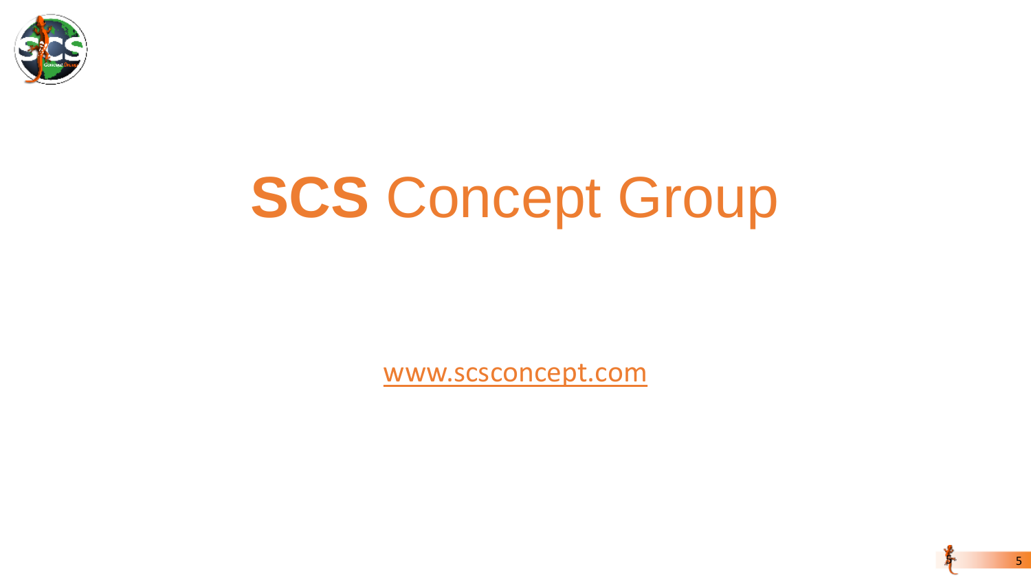# **SCS** Concept Group

www.scsconcept.com